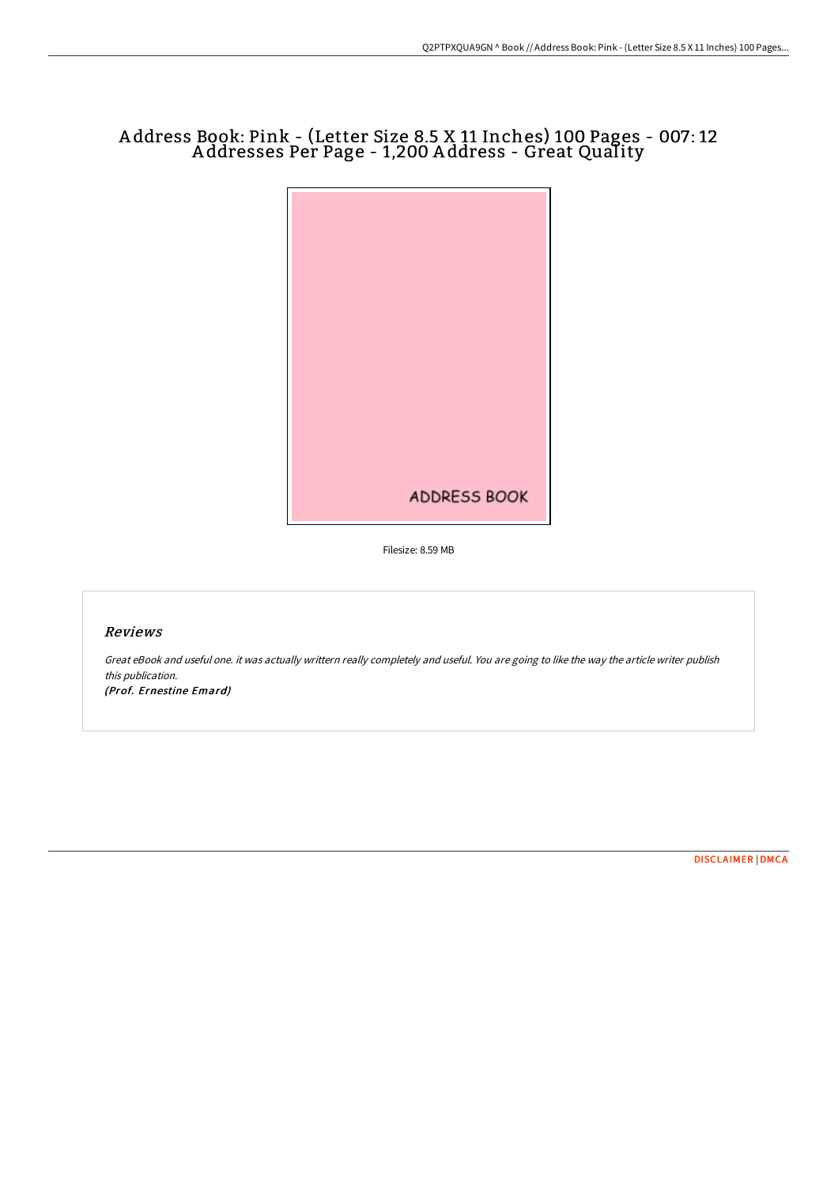# Address Book: Pink - (Letter Size 8.5 X 11 Inches) 100 Pages - 007: 12 Addresses Per Page - 1,200 Address - Great Quality

ADDRESS BOOK

Filesize: 8.59 MB

## *Reviews*

*Great eBook and useful one. it was actually writtern really completely and useful. You are going to like the way the article writer publish this publication.*

*(Prof. Ernestine Emard)*

DISCLAIMER | DMCA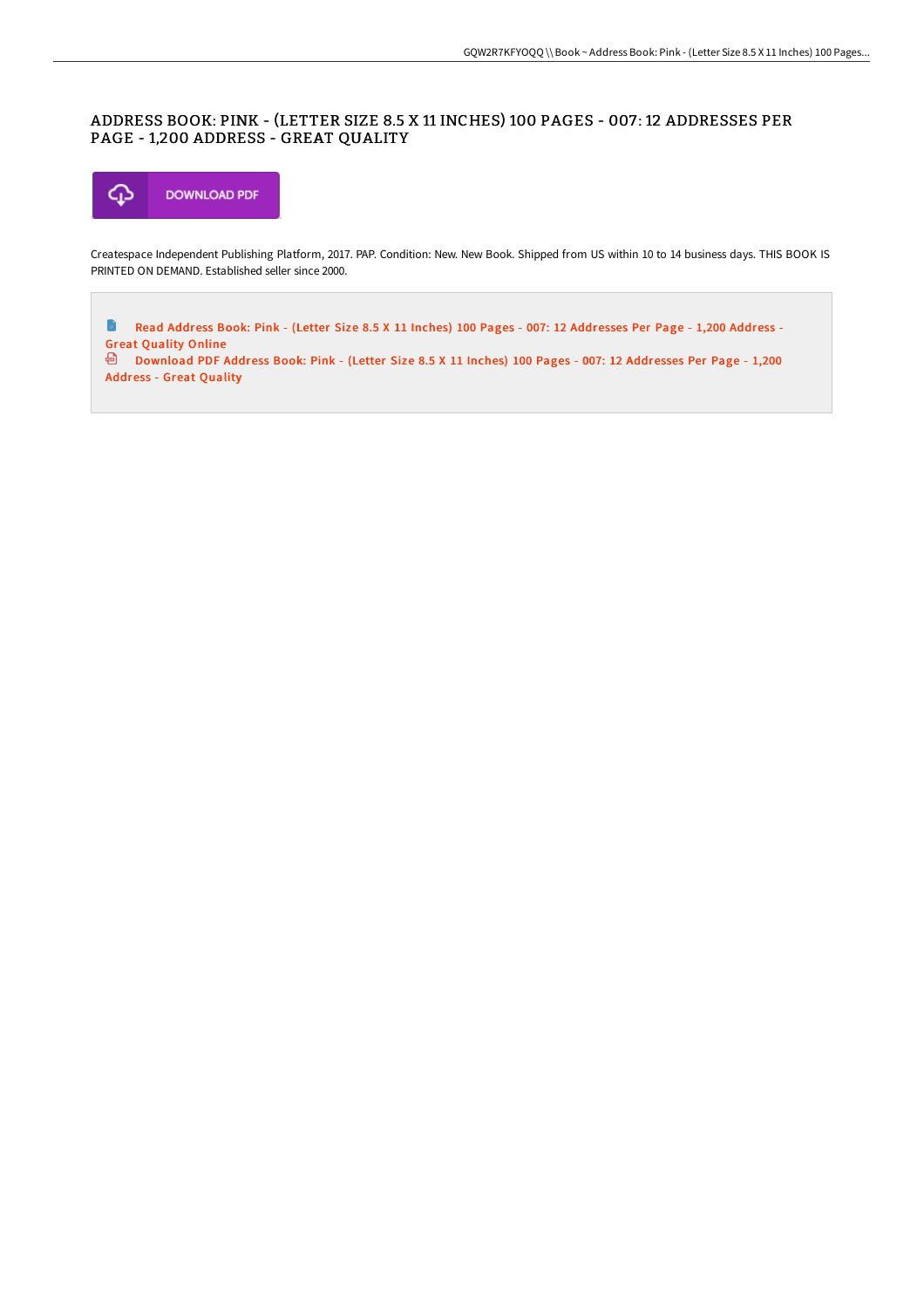# ADDRESS BOOK: PINK - (LETTER SIZE 8.5 X 11 INCHES) 100 PAGES - 007: 12 ADDRESSES PER PAGE - 1,200 ADDRESS - GREAT QUALITY

DOWNLOAD PDF

Createspace Independent Publishing Platform, 2017. PAP. Condition: New. New Book. Shipped from US within 10 to 14 business days. THIS BOOK IS PRINTED ON DEMAND. Established seller since 2000.

Read Address Book: Pink - (Letter Size 8.5 X 11 Inches) 100 Pages - 007: 12 Addresses Per Page - 1,200 Address - Great Quality Online

Download PDF Address Book: Pink - (Letter Size 8.5 X 11 Inches) 100 Pages - 007: 12 Addresses Per Page - 1,200 Address - Great Quality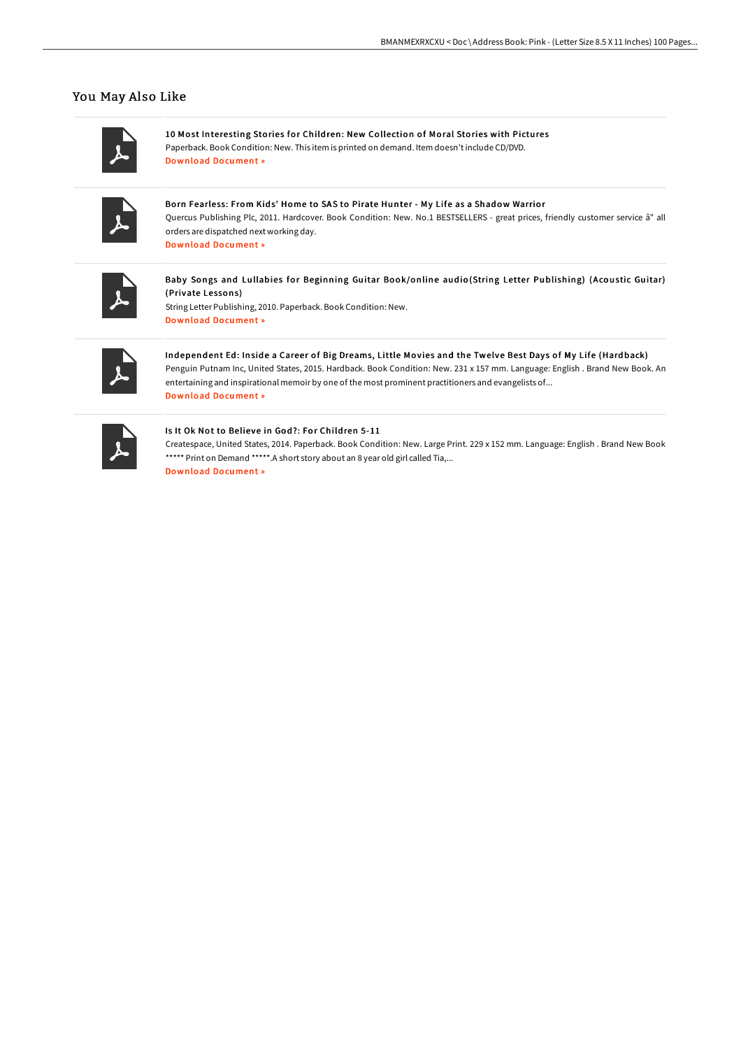## You May Also Like

**10 Most Interesting Stories for Children: New Collection of Moral Stories with Pictures**
Paperback. Book Condition: New. This item is printed on demand. Item doesn't include CD/DVD.
Download Document »

**Born Fearless: From Kids' Home to SAS to Pirate Hunter - My Life as a Shadow Warrior**
Quercus Publishing Plc, 2011. Hardcover. Book Condition: New. No.1 BESTSELLERS - great prices, friendly customer service â" all orders are dispatched next working day.
Download Document »

**Baby Songs and Lullabies for Beginning Guitar Book/online audio(String Letter Publishing) (Acoustic Guitar) (Private Lessons)**
String Letter Publishing, 2010. Paperback. Book Condition: New.
Download Document »

**Independent Ed: Inside a Career of Big Dreams, Little Movies and the Twelve Best Days of My Life (Hardback)**
Penguin Putnam Inc, United States, 2015. Hardback. Book Condition: New. 231 x 157 mm. Language: English . Brand New Book. An entertaining and inspirational memoir by one of the most prominent practitioners and evangelists of...
Download Document »

**Is It Ok Not to Believe in God?: For Children 5-11**
Createspace, United States, 2014. Paperback. Book Condition: New. Large Print. 229 x 152 mm. Language: English . Brand New Book ***** Print on Demand *****.A short story about an 8 year old girl called Tia,...
Download Document »